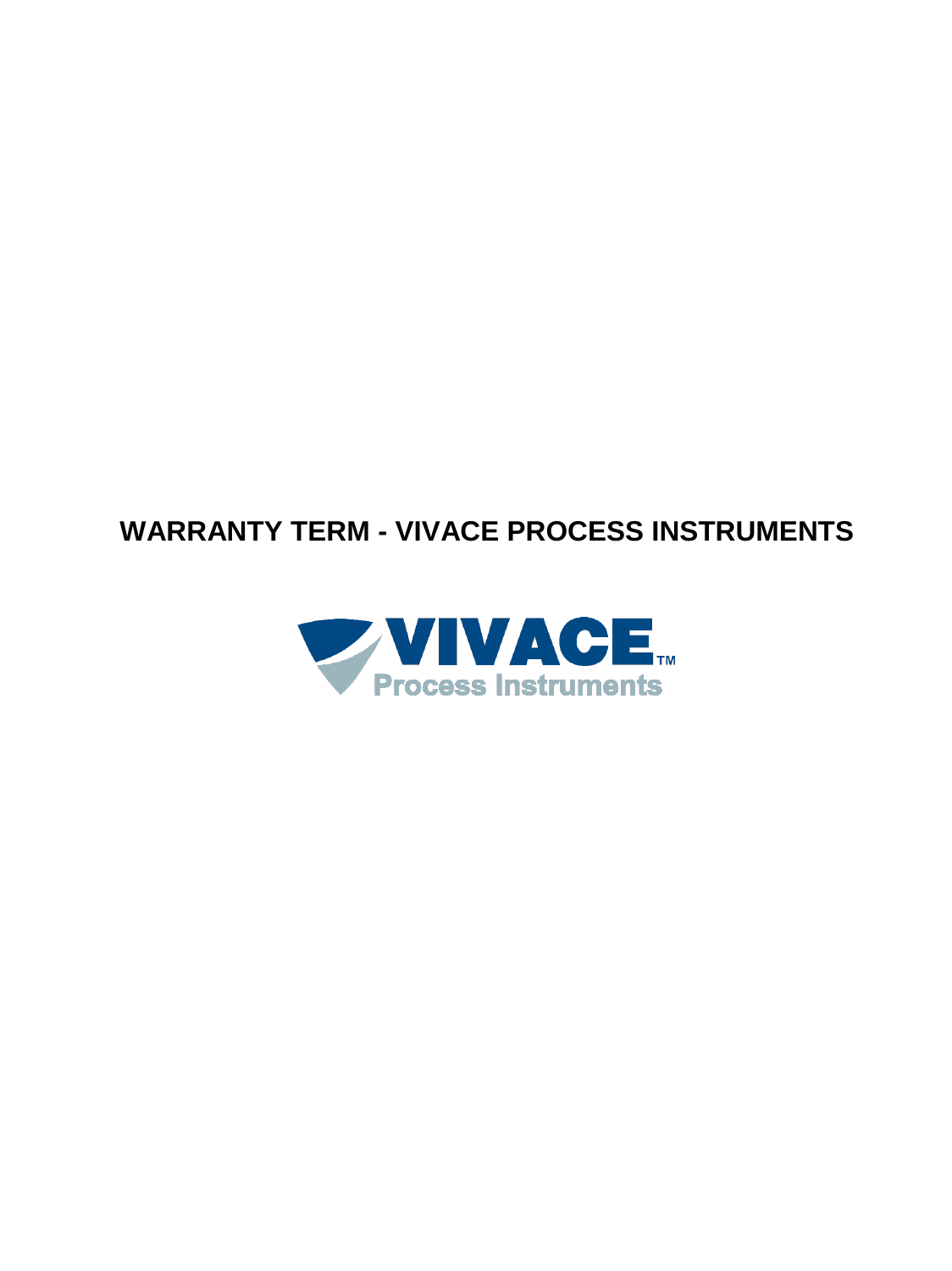# WARRANTY TERM - VIVACE PROCESS INSTRUMENTS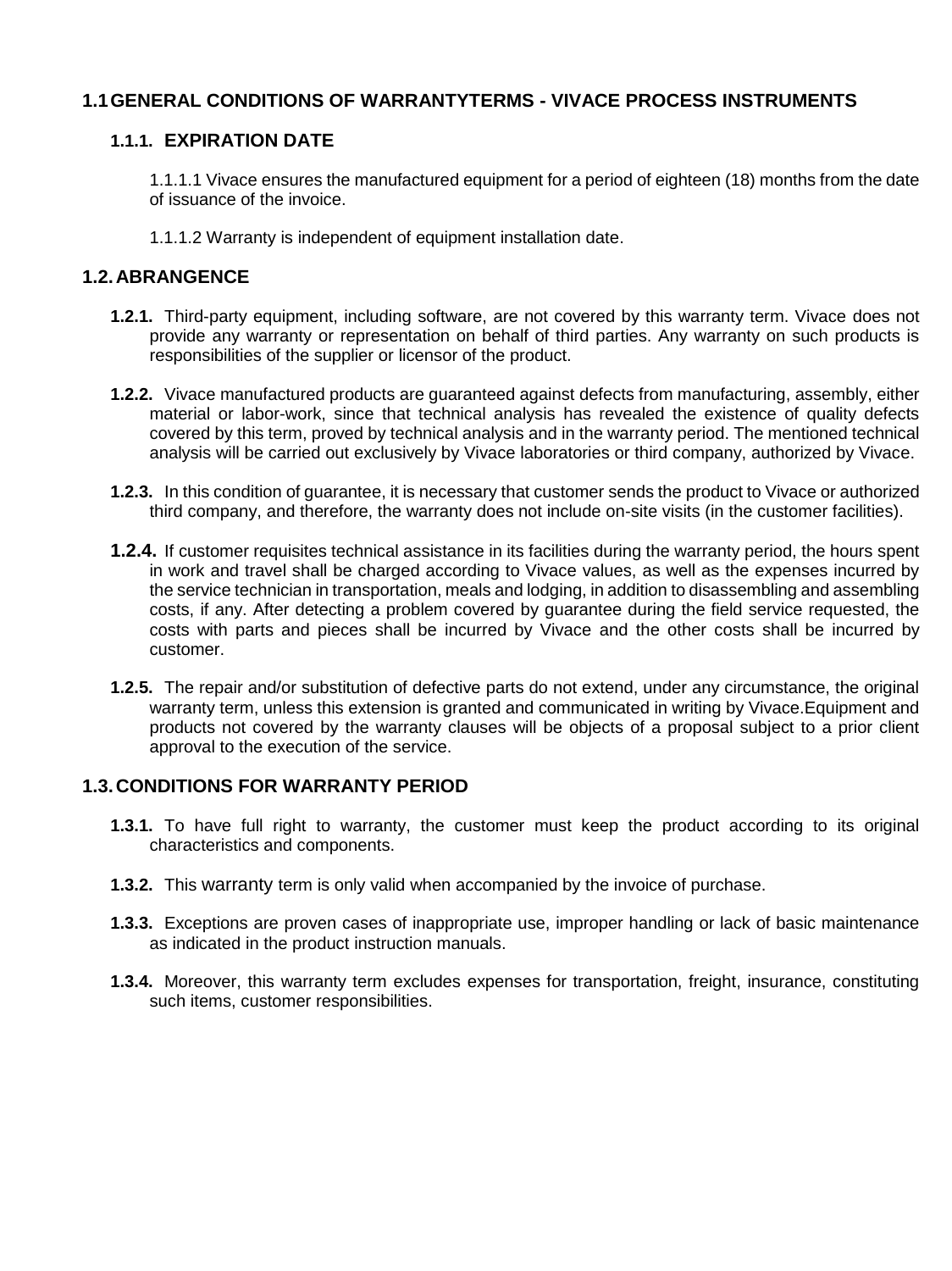## 1.1 GENERAL CONDITIONS OF WARRANTYTERMS - VIVACE PROCESS INSTRUMENTS

### 1.1.1. EXPIRATION DATE

1.1.1.1 Vivace ensures the manufactured equipment for a period of eighteen (18) months from the date of issuance of the invoice.

1.1.1.2 Warranty is independent of equipment installation date.

## 1.2. ABRANGENCE

**1.2.1.** Third-party equipment, including software, are not covered by this warranty term. Vivace does not provide any warranty or representation on behalf of third parties. Any warranty on such products is responsibilities of the supplier or licensor of the product.

**1.2.2.** Vivace manufactured products are guaranteed against defects from manufacturing, assembly, either material or labor-work, since that technical analysis has revealed the existence of quality defects covered by this term, proved by technical analysis and in the warranty period. The mentioned technical analysis will be carried out exclusively by Vivace laboratories or third company, authorized by Vivace.

**1.2.3.** In this condition of guarantee, it is necessary that customer sends the product to Vivace or authorized third company, and therefore, the warranty does not include on-site visits (in the customer facilities).

**1.2.4.** If customer requisites technical assistance in its facilities during the warranty period, the hours spent in work and travel shall be charged according to Vivace values, as well as the expenses incurred by the service technician in transportation, meals and lodging, in addition to disassembling and assembling costs, if any. After detecting a problem covered by guarantee during the field service requested, the costs with parts and pieces shall be incurred by Vivace and the other costs shall be incurred by customer.

**1.2.5.** The repair and/or substitution of defective parts do not extend, under any circumstance, the original warranty term, unless this extension is granted and communicated in writing by Vivace.Equipment and products not covered by the warranty clauses will be objects of a proposal subject to a prior client approval to the execution of the service.

## 1.3. CONDITIONS FOR WARRANTY PERIOD

**1.3.1.** To have full right to warranty, the customer must keep the product according to its original characteristics and components.

**1.3.2.** This warranty term is only valid when accompanied by the invoice of purchase.

**1.3.3.** Exceptions are proven cases of inappropriate use, improper handling or lack of basic maintenance as indicated in the product instruction manuals.

**1.3.4.** Moreover, this warranty term excludes expenses for transportation, freight, insurance, constituting such items, customer responsibilities.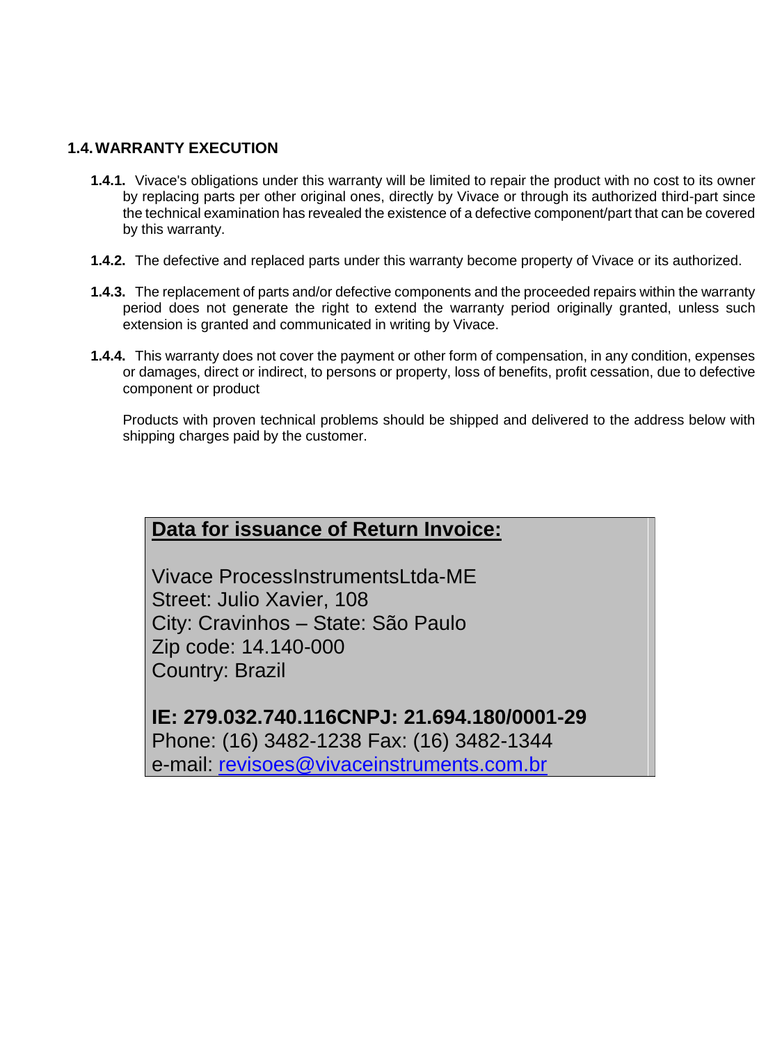## 1.4. WARRANTY EXECUTION

**1.4.1.** Vivace's obligations under this warranty will be limited to repair the product with no cost to its owner by replacing parts per other original ones, directly by Vivace or through its authorized third-part since the technical examination has revealed the existence of a defective component/part that can be covered by this warranty.

**1.4.2.** The defective and replaced parts under this warranty become property of Vivace or its authorized.

**1.4.3.** The replacement of parts and/or defective components and the proceeded repairs within the warranty period does not generate the right to extend the warranty period originally granted, unless such extension is granted and communicated in writing by Vivace.

**1.4.4.** This warranty does not cover the payment or other form of compensation, in any condition, expenses or damages, direct or indirect, to persons or property, loss of benefits, profit cessation, due to defective component or product

Products with proven technical problems should be shipped and delivered to the address below with shipping charges paid by the customer.

**Data for issuance of Return Invoice:**

Vivace ProcessInstrumentsLtda-ME
Street: Julio Xavier, 108
City: Cravinhos – State: São Paulo
Zip code: 14.140-000
Country: Brazil

**IE: 279.032.740.116CNPJ: 21.694.180/0001-29**
Phone: (16) 3482-1238 Fax: (16) 3482-1344
e-mail: revisoes@vivaceinstruments.com.br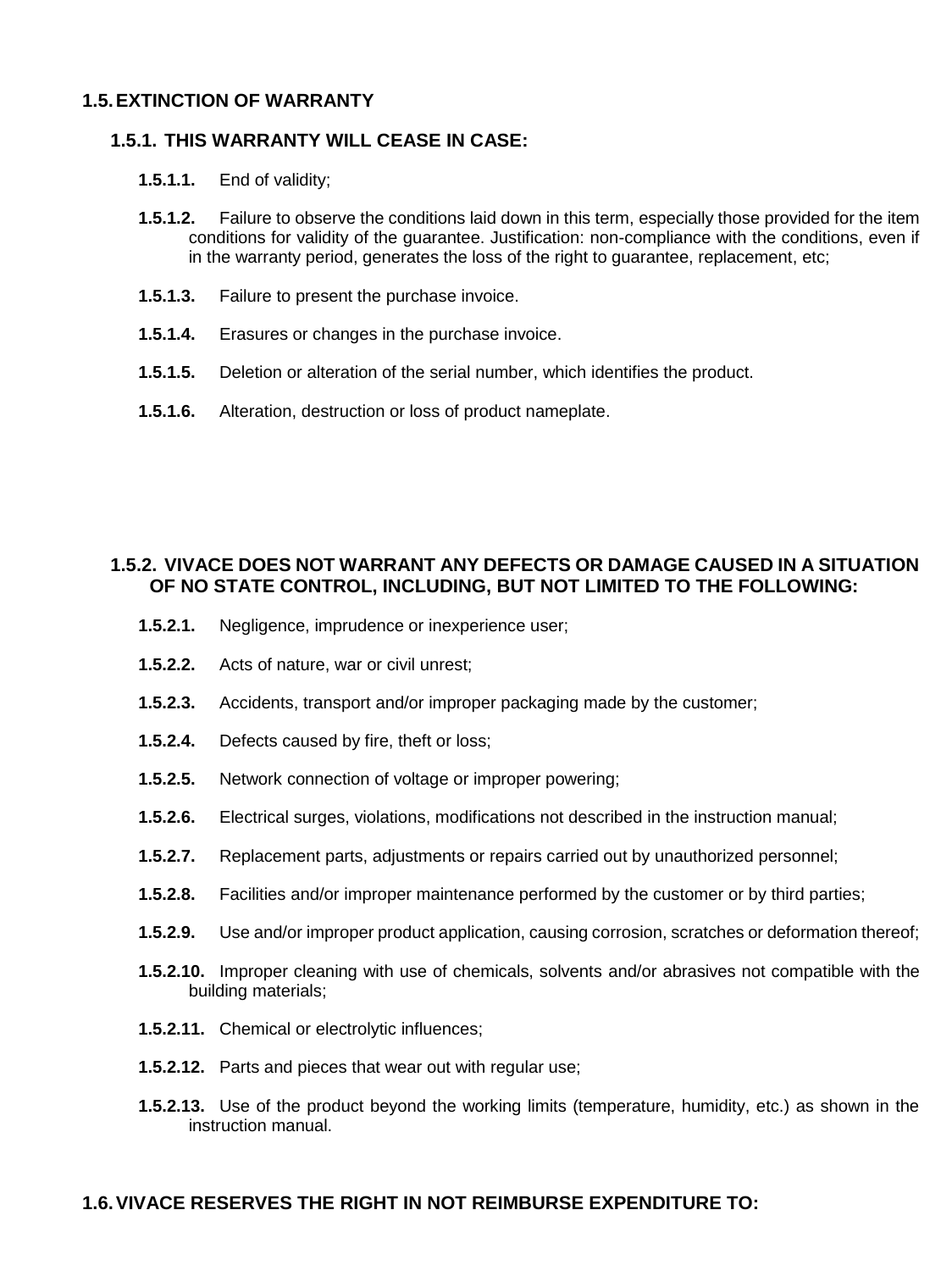## 1.5. EXTINCTION OF WARRANTY

### 1.5.1. THIS WARRANTY WILL CEASE IN CASE:

**1.5.1.1.** End of validity;

**1.5.1.2.** Failure to observe the conditions laid down in this term, especially those provided for the item conditions for validity of the guarantee. Justification: non-compliance with the conditions, even if in the warranty period, generates the loss of the right to guarantee, replacement, etc;

**1.5.1.3.** Failure to present the purchase invoice.

**1.5.1.4.** Erasures or changes in the purchase invoice.

**1.5.1.5.** Deletion or alteration of the serial number, which identifies the product.

**1.5.1.6.** Alteration, destruction or loss of product nameplate.

### 1.5.2. VIVACE DOES NOT WARRANT ANY DEFECTS OR DAMAGE CAUSED IN A SITUATION OF NO STATE CONTROL, INCLUDING, BUT NOT LIMITED TO THE FOLLOWING:

**1.5.2.1.** Negligence, imprudence or inexperience user;

**1.5.2.2.** Acts of nature, war or civil unrest;

**1.5.2.3.** Accidents, transport and/or improper packaging made by the customer;

**1.5.2.4.** Defects caused by fire, theft or loss;

**1.5.2.5.** Network connection of voltage or improper powering;

**1.5.2.6.** Electrical surges, violations, modifications not described in the instruction manual;

**1.5.2.7.** Replacement parts, adjustments or repairs carried out by unauthorized personnel;

**1.5.2.8.** Facilities and/or improper maintenance performed by the customer or by third parties;

**1.5.2.9.** Use and/or improper product application, causing corrosion, scratches or deformation thereof;

**1.5.2.10.** Improper cleaning with use of chemicals, solvents and/or abrasives not compatible with the building materials;

**1.5.2.11.** Chemical or electrolytic influences;

**1.5.2.12.** Parts and pieces that wear out with regular use;

**1.5.2.13.** Use of the product beyond the working limits (temperature, humidity, etc.) as shown in the instruction manual.

## 1.6. VIVACE RESERVES THE RIGHT IN NOT REIMBURSE EXPENDITURE TO: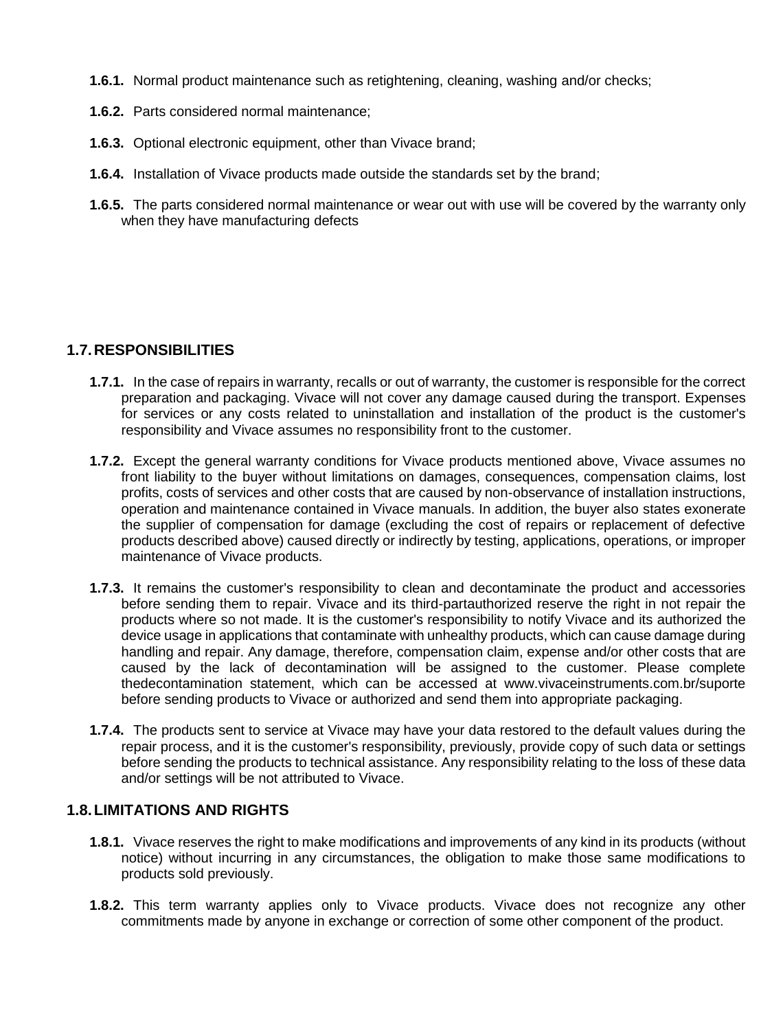**1.6.1.** Normal product maintenance such as retightening, cleaning, washing and/or checks;

**1.6.2.** Parts considered normal maintenance;

**1.6.3.** Optional electronic equipment, other than Vivace brand;

**1.6.4.** Installation of Vivace products made outside the standards set by the brand;

**1.6.5.** The parts considered normal maintenance or wear out with use will be covered by the warranty only when they have manufacturing defects

## 1.7. RESPONSIBILITIES

**1.7.1.** In the case of repairs in warranty, recalls or out of warranty, the customer is responsible for the correct preparation and packaging. Vivace will not cover any damage caused during the transport. Expenses for services or any costs related to uninstallation and installation of the product is the customer's responsibility and Vivace assumes no responsibility front to the customer.

**1.7.2.** Except the general warranty conditions for Vivace products mentioned above, Vivace assumes no front liability to the buyer without limitations on damages, consequences, compensation claims, lost profits, costs of services and other costs that are caused by non-observance of installation instructions, operation and maintenance contained in Vivace manuals. In addition, the buyer also states exonerate the supplier of compensation for damage (excluding the cost of repairs or replacement of defective products described above) caused directly or indirectly by testing, applications, operations, or improper maintenance of Vivace products.

**1.7.3.** It remains the customer's responsibility to clean and decontaminate the product and accessories before sending them to repair. Vivace and its third-partauthorized reserve the right in not repair the products where so not made. It is the customer's responsibility to notify Vivace and its authorized the device usage in applications that contaminate with unhealthy products, which can cause damage during handling and repair. Any damage, therefore, compensation claim, expense and/or other costs that are caused by the lack of decontamination will be assigned to the customer. Please complete thedecontamination statement, which can be accessed at www.vivaceinstruments.com.br/suporte before sending products to Vivace or authorized and send them into appropriate packaging.

**1.7.4.** The products sent to service at Vivace may have your data restored to the default values during the repair process, and it is the customer's responsibility, previously, provide copy of such data or settings before sending the products to technical assistance. Any responsibility relating to the loss of these data and/or settings will be not attributed to Vivace.

## 1.8. LIMITATIONS AND RIGHTS

**1.8.1.** Vivace reserves the right to make modifications and improvements of any kind in its products (without notice) without incurring in any circumstances, the obligation to make those same modifications to products sold previously.

**1.8.2.** This term warranty applies only to Vivace products. Vivace does not recognize any other commitments made by anyone in exchange or correction of some other component of the product.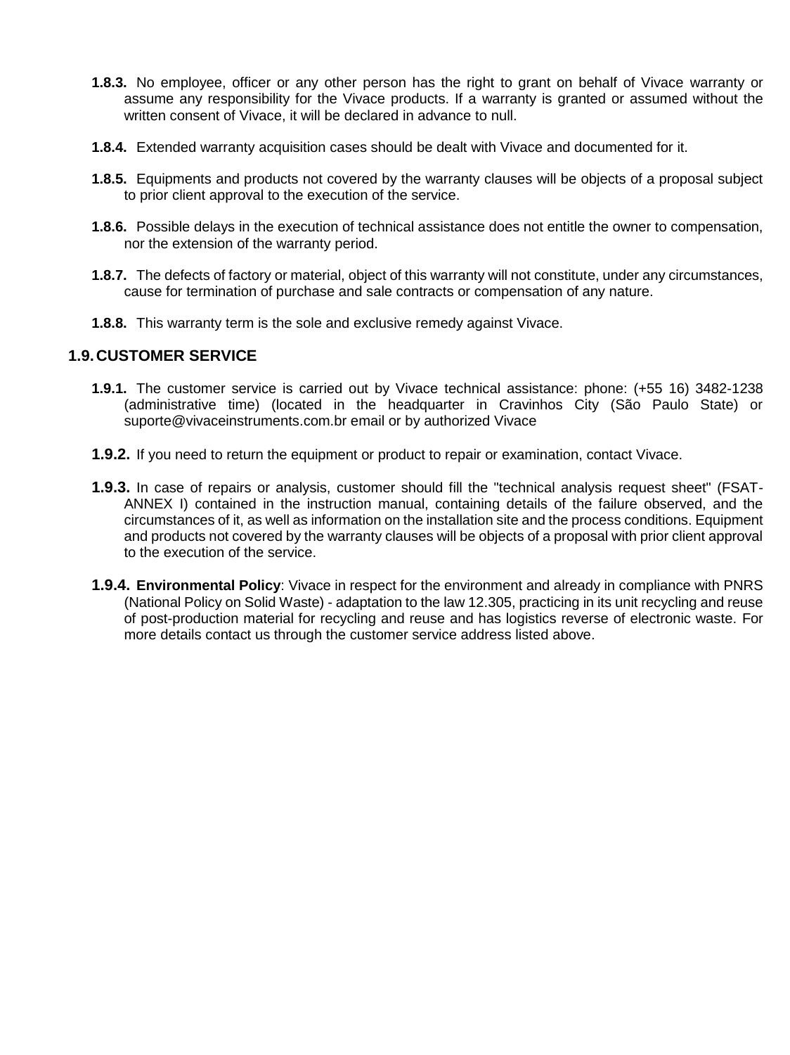**1.8.3.** No employee, officer or any other person has the right to grant on behalf of Vivace warranty or assume any responsibility for the Vivace products. If a warranty is granted or assumed without the written consent of Vivace, it will be declared in advance to null.

**1.8.4.** Extended warranty acquisition cases should be dealt with Vivace and documented for it.

**1.8.5.** Equipments and products not covered by the warranty clauses will be objects of a proposal subject to prior client approval to the execution of the service.

**1.8.6.** Possible delays in the execution of technical assistance does not entitle the owner to compensation, nor the extension of the warranty period.

**1.8.7.** The defects of factory or material, object of this warranty will not constitute, under any circumstances, cause for termination of purchase and sale contracts or compensation of any nature.

**1.8.8.** This warranty term is the sole and exclusive remedy against Vivace.

## 1.9. CUSTOMER SERVICE

**1.9.1.** The customer service is carried out by Vivace technical assistance: phone: (+55 16) 3482-1238 (administrative time) (located in the headquarter in Cravinhos City (São Paulo State) or suporte@vivaceinstruments.com.br email or by authorized Vivace

**1.9.2.** If you need to return the equipment or product to repair or examination, contact Vivace.

**1.9.3.** In case of repairs or analysis, customer should fill the "technical analysis request sheet" (FSAT-ANNEX I) contained in the instruction manual, containing details of the failure observed, and the circumstances of it, as well as information on the installation site and the process conditions. Equipment and products not covered by the warranty clauses will be objects of a proposal with prior client approval to the execution of the service.

**1.9.4.** **Environmental Policy**: Vivace in respect for the environment and already in compliance with PNRS (National Policy on Solid Waste) - adaptation to the law 12.305, practicing in its unit recycling and reuse of post-production material for recycling and reuse and has logistics reverse of electronic waste. For more details contact us through the customer service address listed above.